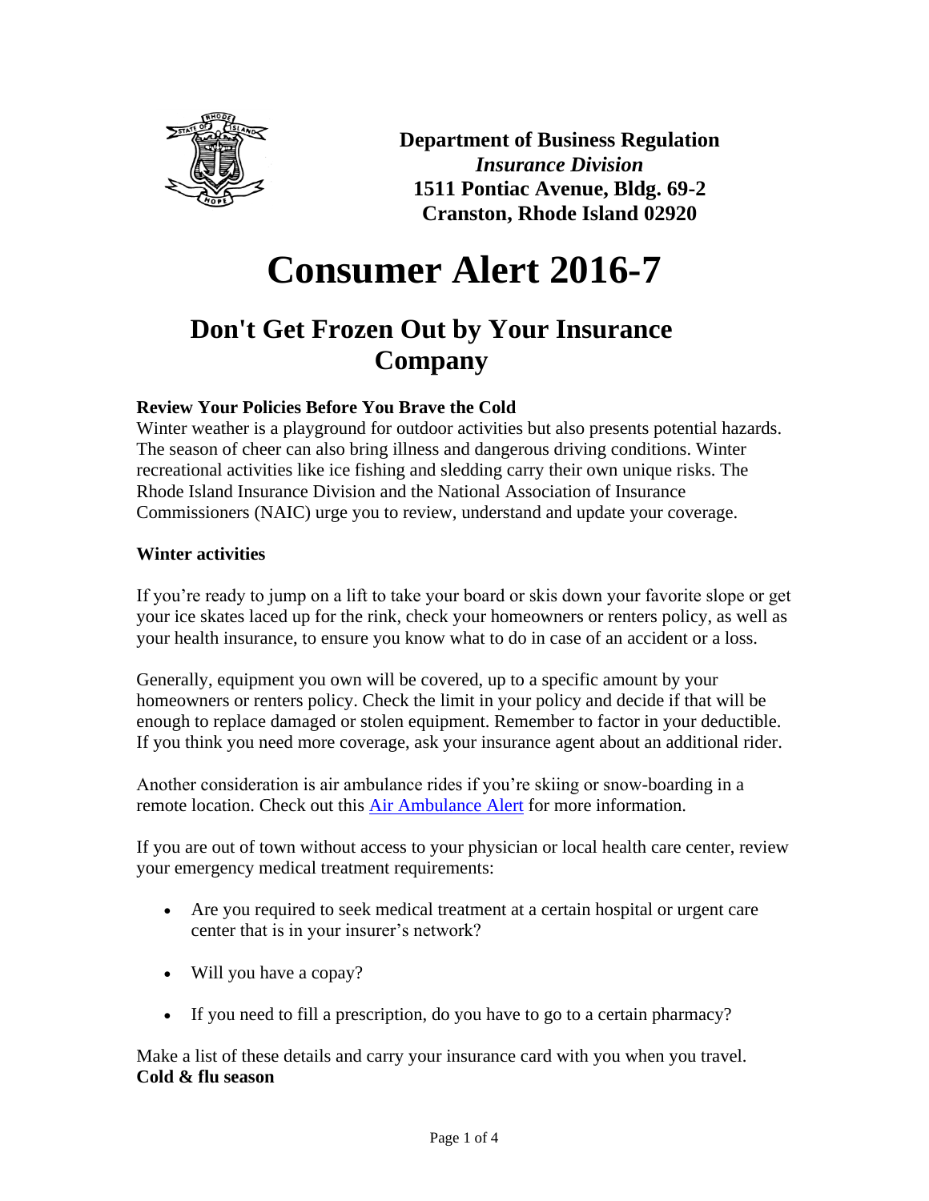**Department of Business Regulation**
***Insurance Division***
**1511 Pontiac Avenue, Bldg. 69-2**
**Cranston, Rhode Island 02920**

# Consumer Alert 2016-7

## Don't Get Frozen Out by Your Insurance Company

**Review Your Policies Before You Brave the Cold**
Winter weather is a playground for outdoor activities but also presents potential hazards. The season of cheer can also bring illness and dangerous driving conditions. Winter recreational activities like ice fishing and sledding carry their own unique risks. The Rhode Island Insurance Division and the National Association of Insurance Commissioners (NAIC) urge you to review, understand and update your coverage.

**Winter activities**

If you're ready to jump on a lift to take your board or skis down your favorite slope or get your ice skates laced up for the rink, check your homeowners or renters policy, as well as your health insurance, to ensure you know what to do in case of an accident or a loss.

Generally, equipment you own will be covered, up to a specific amount by your homeowners or renters policy. Check the limit in your policy and decide if that will be enough to replace damaged or stolen equipment. Remember to factor in your deductible. If you think you need more coverage, ask your insurance agent about an additional rider.

Another consideration is air ambulance rides if you're skiing or snow-boarding in a remote location. Check out this Air Ambulance Alert for more information.

If you are out of town without access to your physician or local health care center, review your emergency medical treatment requirements:

- Are you required to seek medical treatment at a certain hospital or urgent care center that is in your insurer's network?
- Will you have a copay?
- If you need to fill a prescription, do you have to go to a certain pharmacy?

Make a list of these details and carry your insurance card with you when you travel.

**Cold & flu season**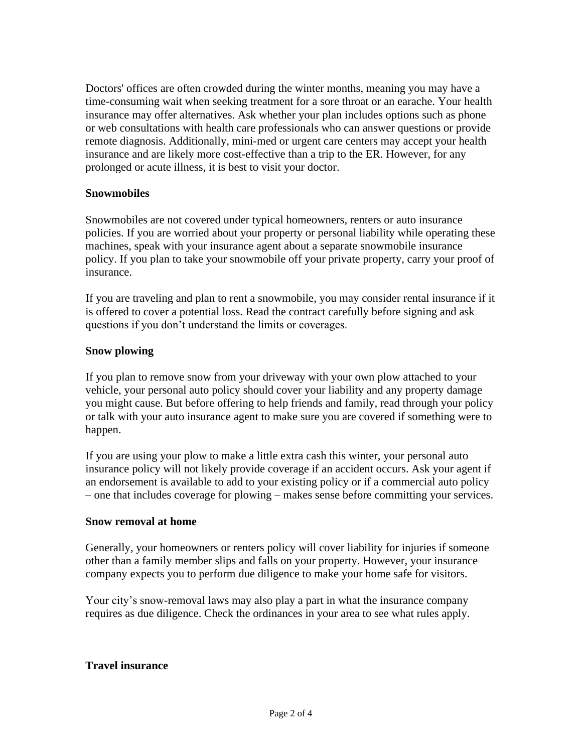Doctors' offices are often crowded during the winter months, meaning you may have a time-consuming wait when seeking treatment for a sore throat or an earache. Your health insurance may offer alternatives. Ask whether your plan includes options such as phone or web consultations with health care professionals who can answer questions or provide remote diagnosis. Additionally, mini-med or urgent care centers may accept your health insurance and are likely more cost-effective than a trip to the ER. However, for any prolonged or acute illness, it is best to visit your doctor.

**Snowmobiles**

Snowmobiles are not covered under typical homeowners, renters or auto insurance policies. If you are worried about your property or personal liability while operating these machines, speak with your insurance agent about a separate snowmobile insurance policy. If you plan to take your snowmobile off your private property, carry your proof of insurance.

If you are traveling and plan to rent a snowmobile, you may consider rental insurance if it is offered to cover a potential loss. Read the contract carefully before signing and ask questions if you don't understand the limits or coverages.

**Snow plowing**

If you plan to remove snow from your driveway with your own plow attached to your vehicle, your personal auto policy should cover your liability and any property damage you might cause. But before offering to help friends and family, read through your policy or talk with your auto insurance agent to make sure you are covered if something were to happen.

If you are using your plow to make a little extra cash this winter, your personal auto insurance policy will not likely provide coverage if an accident occurs. Ask your agent if an endorsement is available to add to your existing policy or if a commercial auto policy – one that includes coverage for plowing – makes sense before committing your services.

**Snow removal at home**

Generally, your homeowners or renters policy will cover liability for injuries if someone other than a family member slips and falls on your property. However, your insurance company expects you to perform due diligence to make your home safe for visitors.

Your city's snow-removal laws may also play a part in what the insurance company requires as due diligence. Check the ordinances in your area to see what rules apply.

**Travel insurance**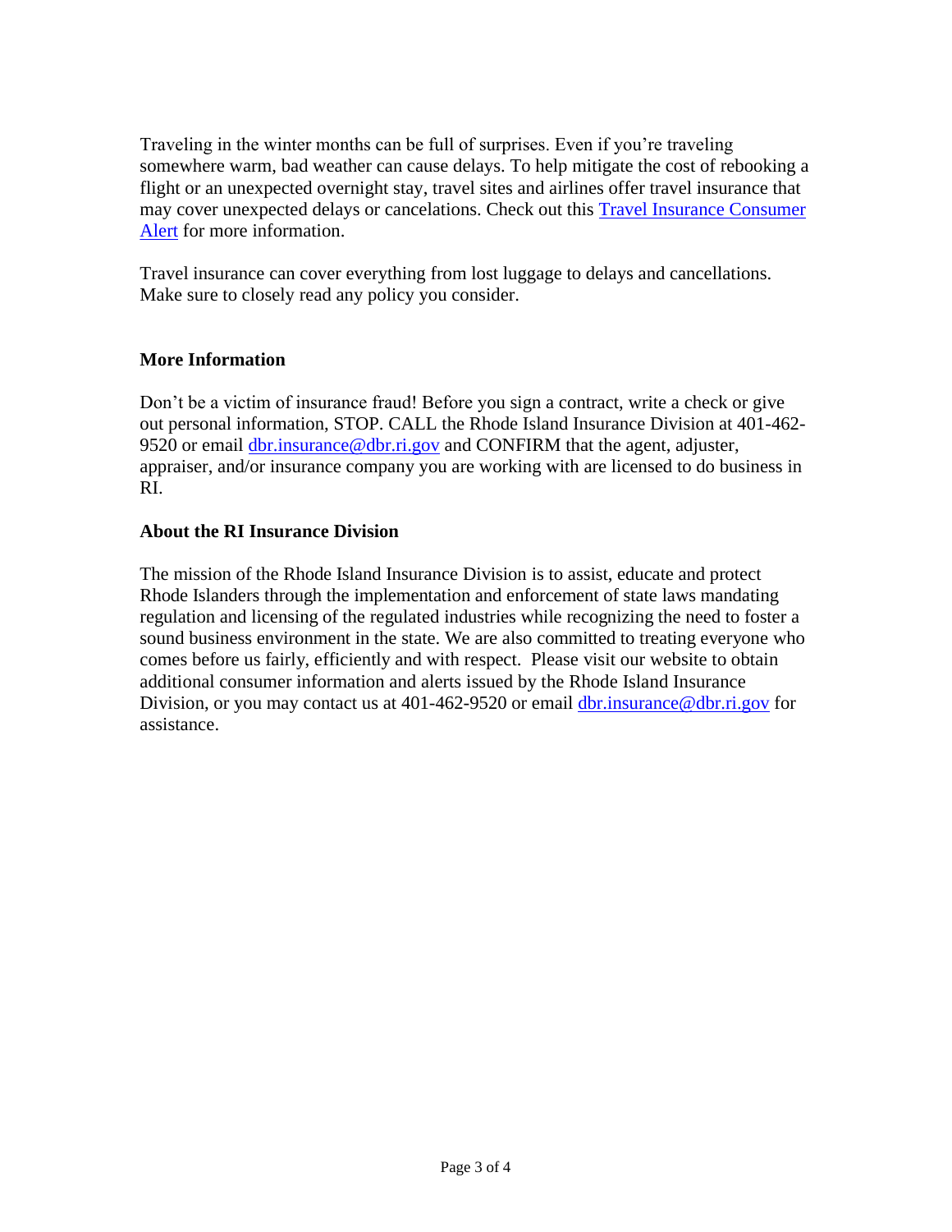Traveling in the winter months can be full of surprises. Even if you're traveling somewhere warm, bad weather can cause delays. To help mitigate the cost of rebooking a flight or an unexpected overnight stay, travel sites and airlines offer travel insurance that may cover unexpected delays or cancelations. Check out this [Travel Insurance Consumer Alert] for more information.

Travel insurance can cover everything from lost luggage to delays and cancellations. Make sure to closely read any policy you consider.

**More Information**

Don't be a victim of insurance fraud! Before you sign a contract, write a check or give out personal information, STOP. CALL the Rhode Island Insurance Division at 401-462-9520 or email dbr.insurance@dbr.ri.gov and CONFIRM that the agent, adjuster, appraiser, and/or insurance company you are working with are licensed to do business in RI.

**About the RI Insurance Division**

The mission of the Rhode Island Insurance Division is to assist, educate and protect Rhode Islanders through the implementation and enforcement of state laws mandating regulation and licensing of the regulated industries while recognizing the need to foster a sound business environment in the state. We are also committed to treating everyone who comes before us fairly, efficiently and with respect. Please visit our website to obtain additional consumer information and alerts issued by the Rhode Island Insurance Division, or you may contact us at 401-462-9520 or email dbr.insurance@dbr.ri.gov for assistance.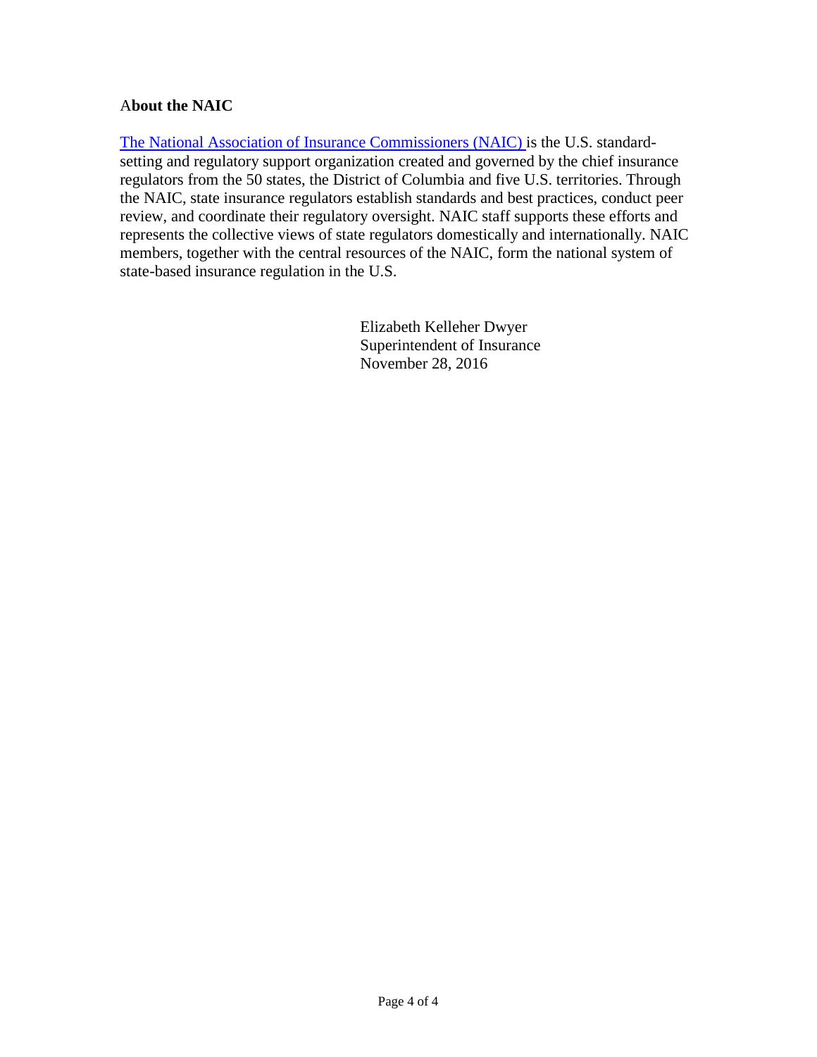**About the NAIC**

The National Association of Insurance Commissioners (NAIC) is the U.S. standard-setting and regulatory support organization created and governed by the chief insurance regulators from the 50 states, the District of Columbia and five U.S. territories. Through the NAIC, state insurance regulators establish standards and best practices, conduct peer review, and coordinate their regulatory oversight. NAIC staff supports these efforts and represents the collective views of state regulators domestically and internationally. NAIC members, together with the central resources of the NAIC, form the national system of state-based insurance regulation in the U.S.

Elizabeth Kelleher Dwyer
Superintendent of Insurance
November 28, 2016